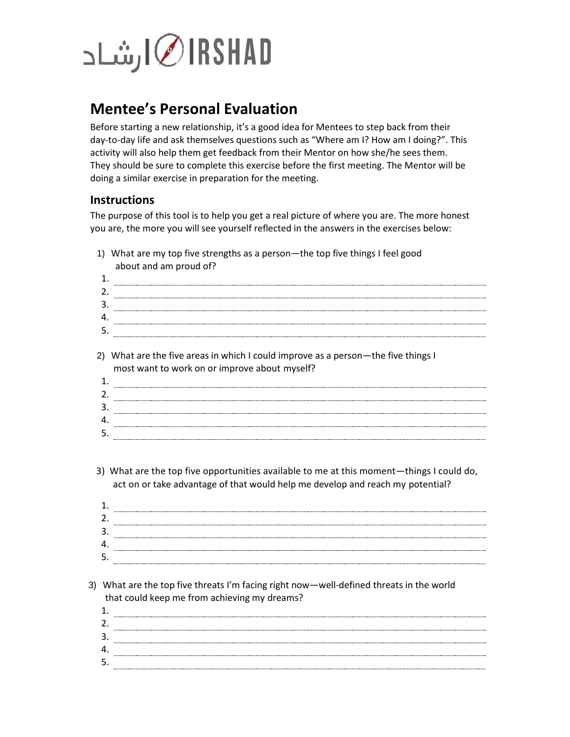ارشاد IRSHAD

# Mentee's Personal Evaluation

Before starting a new relationship, it's a good idea for Mentees to step back from their day-to-day life and ask themselves questions such as "Where am I? How am I doing?". This activity will also help them get feedback from their Mentor on how she/he sees them. They should be sure to complete this exercise before the first meeting. The Mentor will be doing a similar exercise in preparation for the meeting.

## Instructions

The purpose of this tool is to help you get a real picture of where you are. The more honest you are, the more you will see yourself reflected in the answers in the exercises below:

1) What are my top five strengths as a person—the top five things I feel good about and am proud of?

1. ......................................
2. ......................................
3. ......................................
4. ......................................
5. ......................................

2) What are the five areas in which I could improve as a person—the five things I most want to work on or improve about myself?

1. ......................................
2. ......................................
3. ......................................
4. ......................................
5. ......................................

3) What are the top five opportunities available to me at this moment—things I could do, act on or take advantage of that would help me develop and reach my potential?

1. ......................................
2. ......................................
3. ......................................
4. ......................................
5. ......................................

3) What are the top five threats I'm facing right now—well-defined threats in the world that could keep me from achieving my dreams?

1. ......................................
2. ......................................
3. ......................................
4. ......................................
5. ......................................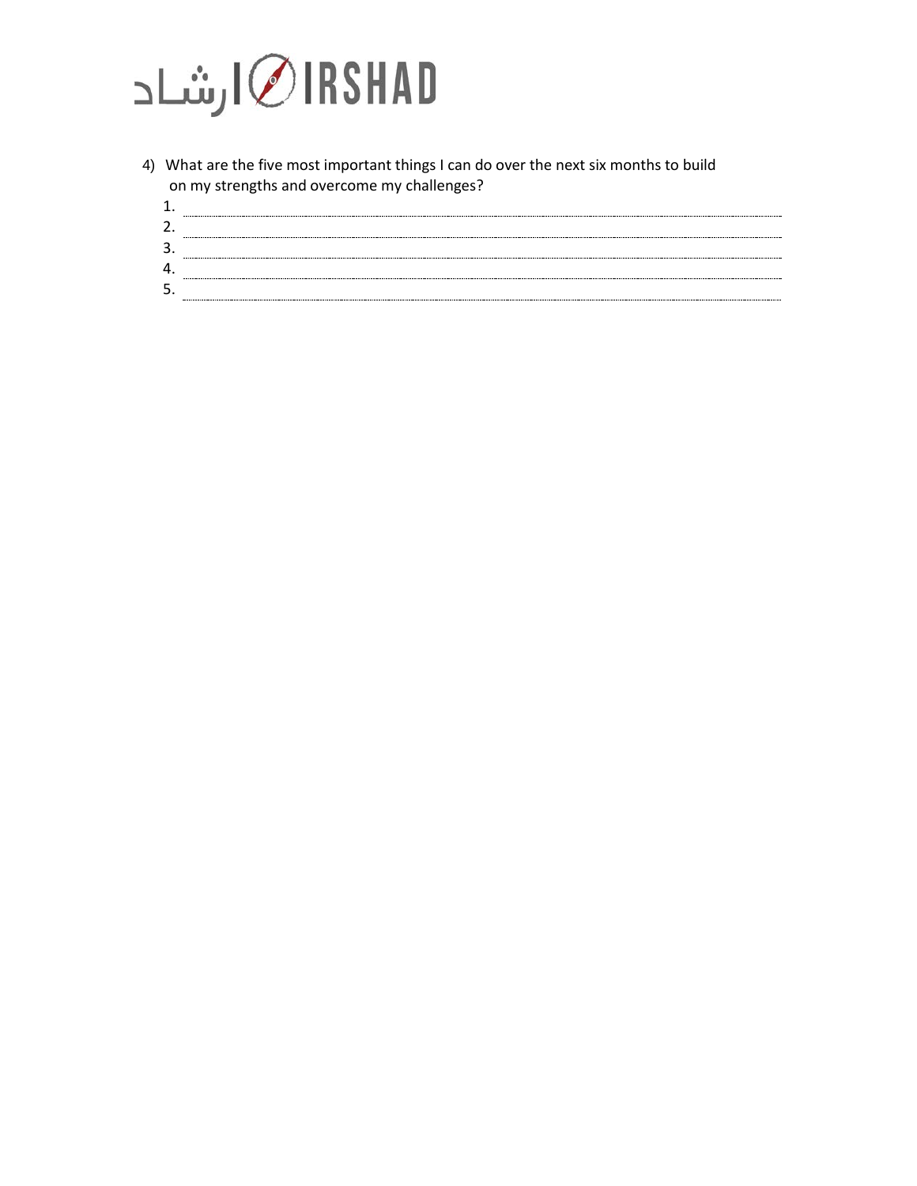4) What are the five most important things I can do over the next six months to build on my strengths and overcome my challenges?

    1. ..........................................................................................................................
    2. ..........................................................................................................................
    3. ..........................................................................................................................
    4. ..........................................................................................................................
    5. ..........................................................................................................................